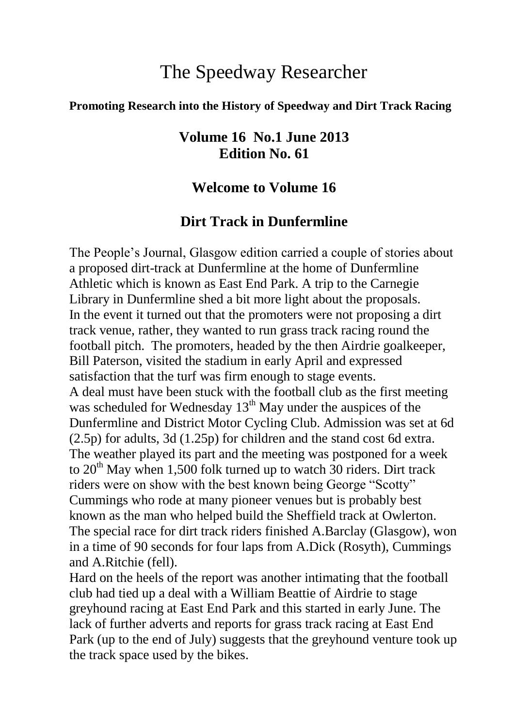# The Speedway Researcher

**Promoting Research into the History of Speedway and Dirt Track Racing**

## Volume 16 No.1 June 2013
## Edition No. 61

## Welcome to Volume 16

## Dirt Track in Dunfermline

The People's Journal, Glasgow edition carried a couple of stories about a proposed dirt-track at Dunfermline at the home of Dunfermline Athletic which is known as East End Park. A trip to the Carnegie Library in Dunfermline shed a bit more light about the proposals. In the event it turned out that the promoters were not proposing a dirt track venue, rather, they wanted to run grass track racing round the football pitch. The promoters, headed by the then Airdrie goalkeeper, Bill Paterson, visited the stadium in early April and expressed satisfaction that the turf was firm enough to stage events.
A deal must have been stuck with the football club as the first meeting was scheduled for Wednesday 13th May under the auspices of the Dunfermline and District Motor Cycling Club. Admission was set at 6d (2.5p) for adults, 3d (1.25p) for children and the stand cost 6d extra. The weather played its part and the meeting was postponed for a week to 20th May when 1,500 folk turned up to watch 30 riders. Dirt track riders were on show with the best known being George "Scotty" Cummings who rode at many pioneer venues but is probably best known as the man who helped build the Sheffield track at Owlerton. The special race for dirt track riders finished A.Barclay (Glasgow), won in a time of 90 seconds for four laps from A.Dick (Rosyth), Cummings and A.Ritchie (fell).
Hard on the heels of the report was another intimating that the football club had tied up a deal with a William Beattie of Airdrie to stage greyhound racing at East End Park and this started in early June. The lack of further adverts and reports for grass track racing at East End Park (up to the end of July) suggests that the greyhound venture took up the track space used by the bikes.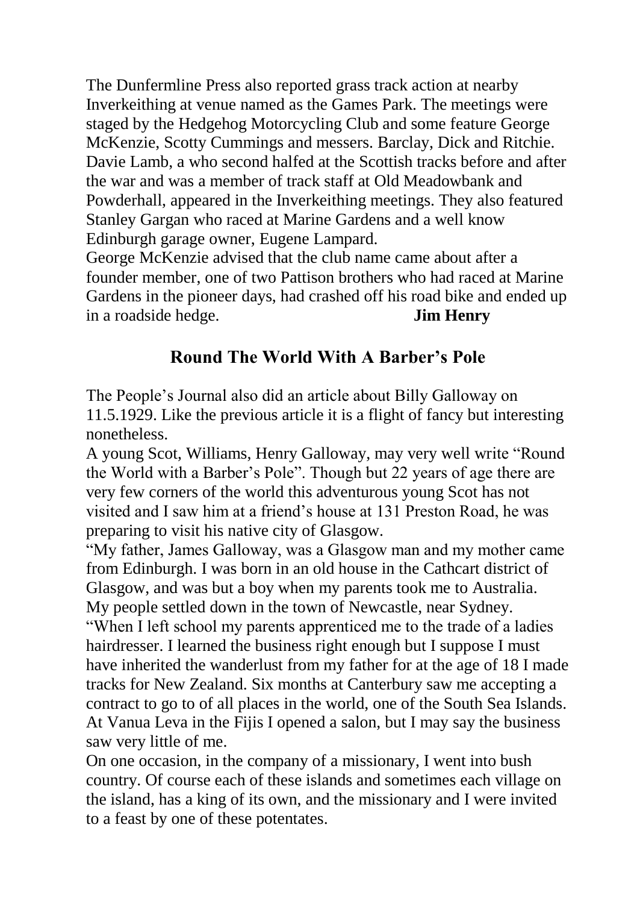The Dunfermline Press also reported grass track action at nearby Inverkeithing at venue named as the Games Park. The meetings were staged by the Hedgehog Motorcycling Club and some feature George McKenzie, Scotty Cummings and messers. Barclay, Dick and Ritchie. Davie Lamb, a who second halfed at the Scottish tracks before and after the war and was a member of track staff at Old Meadowbank and Powderhall, appeared in the Inverkeithing meetings. They also featured Stanley Gargan who raced at Marine Gardens and a well know Edinburgh garage owner, Eugene Lampard.

George McKenzie advised that the club name came about after a founder member, one of two Pattison brothers who had raced at Marine Gardens in the pioneer days, had crashed off his road bike and ended up in a roadside hedge. **Jim Henry**

## Round The World With A Barber's Pole

The People's Journal also did an article about Billy Galloway on 11.5.1929. Like the previous article it is a flight of fancy but interesting nonetheless.

A young Scot, Williams, Henry Galloway, may very well write "Round the World with a Barber's Pole". Though but 22 years of age there are very few corners of the world this adventurous young Scot has not visited and I saw him at a friend's house at 131 Preston Road, he was preparing to visit his native city of Glasgow.

"My father, James Galloway, was a Glasgow man and my mother came from Edinburgh. I was born in an old house in the Cathcart district of Glasgow, and was but a boy when my parents took me to Australia. My people settled down in the town of Newcastle, near Sydney.

"When I left school my parents apprenticed me to the trade of a ladies hairdresser. I learned the business right enough but I suppose I must have inherited the wanderlust from my father for at the age of 18 I made tracks for New Zealand. Six months at Canterbury saw me accepting a contract to go to of all places in the world, one of the South Sea Islands. At Vanua Leva in the Fijis I opened a salon, but I may say the business saw very little of me.

On one occasion, in the company of a missionary, I went into bush country. Of course each of these islands and sometimes each village on the island, has a king of its own, and the missionary and I were invited to a feast by one of these potentates.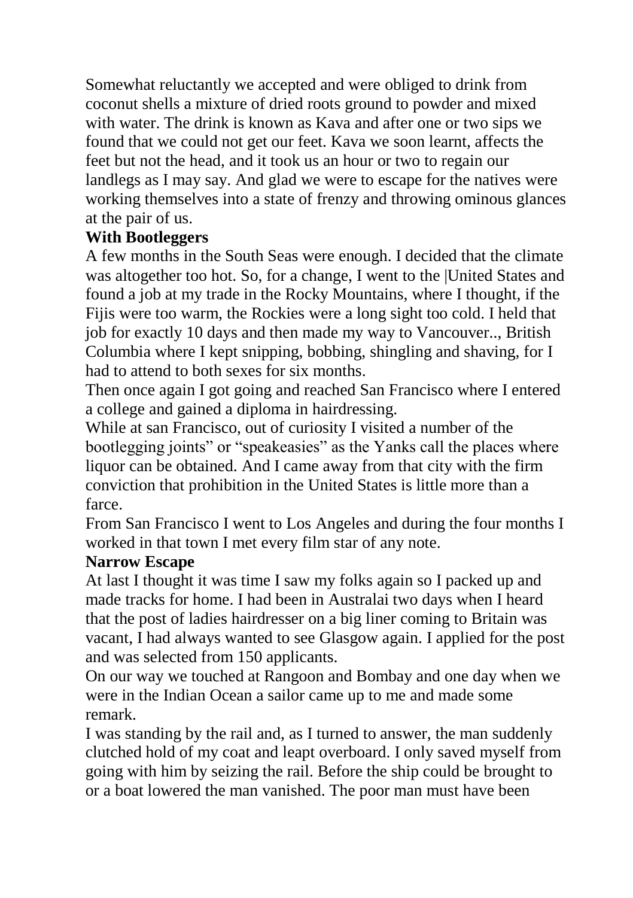Somewhat reluctantly we accepted and were obliged to drink from coconut shells a mixture of dried roots ground to powder and mixed with water. The drink is known as Kava and after one or two sips we found that we could not get our feet. Kava we soon learnt, affects the feet but not the head, and it took us an hour or two to regain our landlegs as I may say. And glad we were to escape for the natives were working themselves into a state of frenzy and throwing ominous glances at the pair of us.

**With Bootleggers**

A few months in the South Seas were enough. I decided that the climate was altogether too hot. So, for a change, I went to the |United States and found a job at my trade in the Rocky Mountains, where I thought, if the Fijis were too warm, the Rockies were a long sight too cold. I held that job for exactly 10 days and then made my way to Vancouver.., British Columbia where I kept snipping, bobbing, shingling and shaving, for I had to attend to both sexes for six months.

Then once again I got going and reached San Francisco where I entered a college and gained a diploma in hairdressing.

While at san Francisco, out of curiosity I visited a number of the bootlegging joints" or "speakeasies" as the Yanks call the places where liquor can be obtained. And I came away from that city with the firm conviction that prohibition in the United States is little more than a farce.

From San Francisco I went to Los Angeles and during the four months I worked in that town I met every film star of any note.

**Narrow Escape**

At last I thought it was time I saw my folks again so I packed up and made tracks for home. I had been in Australai two days when I heard that the post of ladies hairdresser on a big liner coming to Britain was vacant, I had always wanted to see Glasgow again. I applied for the post and was selected from 150 applicants.

On our way we touched at Rangoon and Bombay and one day when we were in the Indian Ocean a sailor came up to me and made some remark.

I was standing by the rail and, as I turned to answer, the man suddenly clutched hold of my coat and leapt overboard. I only saved myself from going with him by seizing the rail. Before the ship could be brought to or a boat lowered the man vanished. The poor man must have been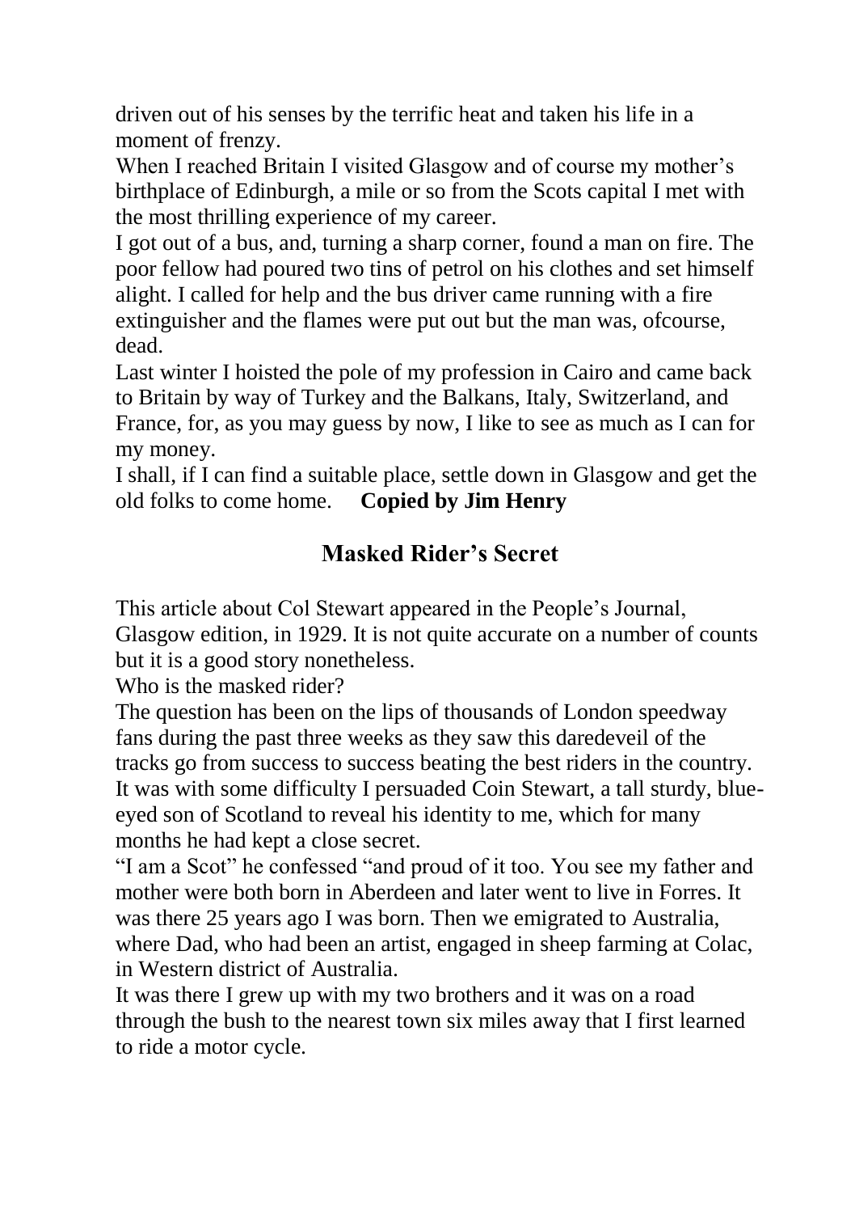driven out of his senses by the terrific heat and taken his life in a moment of frenzy.

When I reached Britain I visited Glasgow and of course my mother's birthplace of Edinburgh, a mile or so from the Scots capital I met with the most thrilling experience of my career.

I got out of a bus, and, turning a sharp corner, found a man on fire. The poor fellow had poured two tins of petrol on his clothes and set himself alight. I called for help and the bus driver came running with a fire extinguisher and the flames were put out but the man was, ofcourse, dead.

Last winter I hoisted the pole of my profession in Cairo and came back to Britain by way of Turkey and the Balkans, Italy, Switzerland, and France, for, as you may guess by now, I like to see as much as I can for my money.

I shall, if I can find a suitable place, settle down in Glasgow and get the old folks to come home. **Copied by Jim Henry**

## Masked Rider's Secret

This article about Col Stewart appeared in the People's Journal, Glasgow edition, in 1929. It is not quite accurate on a number of counts but it is a good story nonetheless.

Who is the masked rider?

The question has been on the lips of thousands of London speedway fans during the past three weeks as they saw this daredeveil of the tracks go from success to success beating the best riders in the country. It was with some difficulty I persuaded Coin Stewart, a tall sturdy, blue-eyed son of Scotland to reveal his identity to me, which for many months he had kept a close secret.

"I am a Scot" he confessed "and proud of it too. You see my father and mother were both born in Aberdeen and later went to live in Forres. It was there 25 years ago I was born. Then we emigrated to Australia, where Dad, who had been an artist, engaged in sheep farming at Colac, in Western district of Australia.

It was there I grew up with my two brothers and it was on a road through the bush to the nearest town six miles away that I first learned to ride a motor cycle.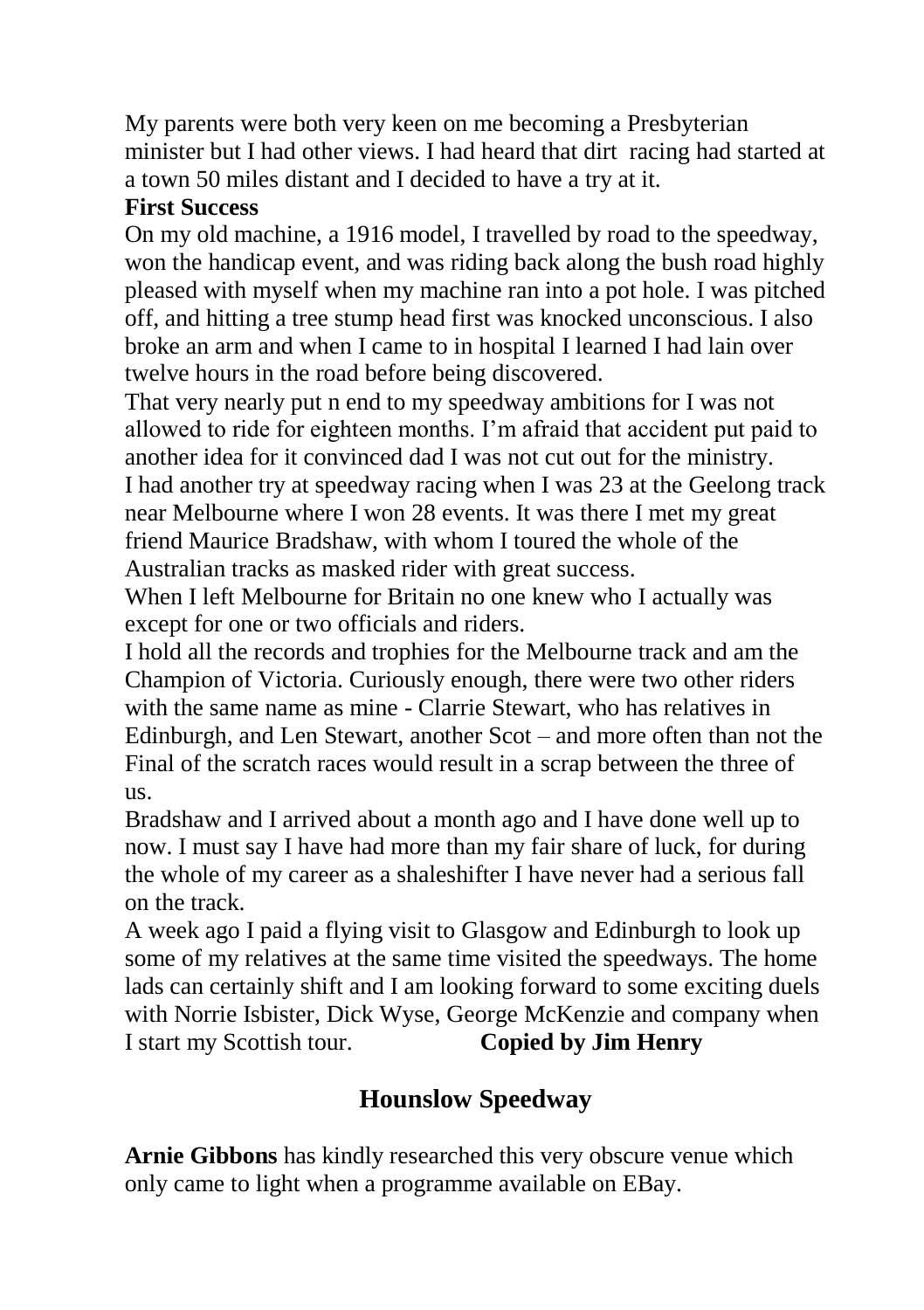My parents were both very keen on me becoming a Presbyterian minister but I had other views. I had heard that dirt racing had started at a town 50 miles distant and I decided to have a try at it.

**First Success**

On my old machine, a 1916 model, I travelled by road to the speedway, won the handicap event, and was riding back along the bush road highly pleased with myself when my machine ran into a pot hole. I was pitched off, and hitting a tree stump head first was knocked unconscious. I also broke an arm and when I came to in hospital I learned I had lain over twelve hours in the road before being discovered.

That very nearly put n end to my speedway ambitions for I was not allowed to ride for eighteen months. I'm afraid that accident put paid to another idea for it convinced dad I was not cut out for the ministry.

I had another try at speedway racing when I was 23 at the Geelong track near Melbourne where I won 28 events. It was there I met my great friend Maurice Bradshaw, with whom I toured the whole of the Australian tracks as masked rider with great success.

When I left Melbourne for Britain no one knew who I actually was except for one or two officials and riders.

I hold all the records and trophies for the Melbourne track and am the Champion of Victoria. Curiously enough, there were two other riders with the same name as mine - Clarrie Stewart, who has relatives in Edinburgh, and Len Stewart, another Scot – and more often than not the Final of the scratch races would result in a scrap between the three of us.

Bradshaw and I arrived about a month ago and I have done well up to now. I must say I have had more than my fair share of luck, for during the whole of my career as a shaleshifter I have never had a serious fall on the track.

A week ago I paid a flying visit to Glasgow and Edinburgh to look up some of my relatives at the same time visited the speedways. The home lads can certainly shift and I am looking forward to some exciting duels with Norrie Isbister, Dick Wyse, George McKenzie and company when I start my Scottish tour. **Copied by Jim Henry**

## Hounslow Speedway

**Arnie Gibbons** has kindly researched this very obscure venue which only came to light when a programme available on EBay.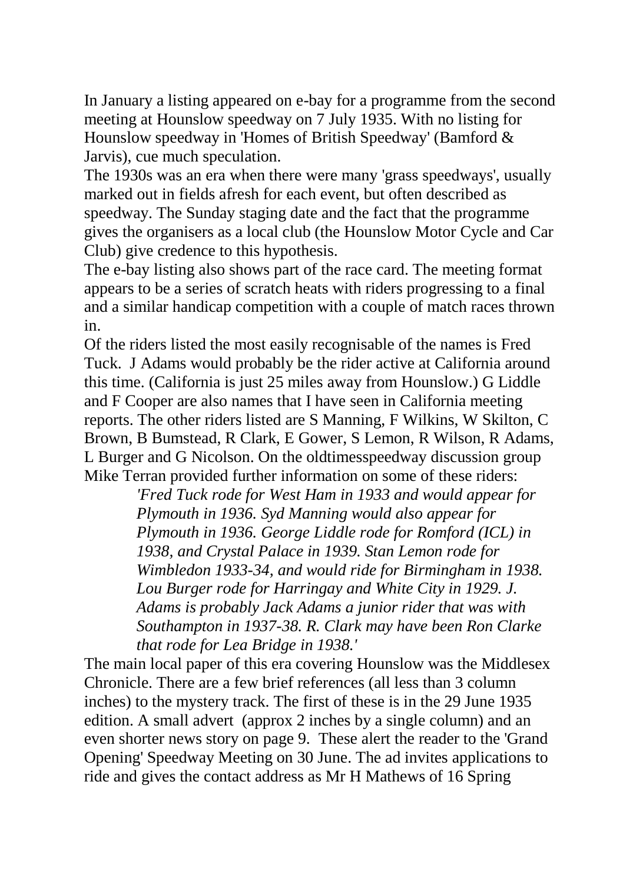In January a listing appeared on e-bay for a programme from the second meeting at Hounslow speedway on 7 July 1935. With no listing for Hounslow speedway in 'Homes of British Speedway' (Bamford & Jarvis), cue much speculation.

The 1930s was an era when there were many 'grass speedways', usually marked out in fields afresh for each event, but often described as speedway. The Sunday staging date and the fact that the programme gives the organisers as a local club (the Hounslow Motor Cycle and Car Club) give credence to this hypothesis.

The e-bay listing also shows part of the race card. The meeting format appears to be a series of scratch heats with riders progressing to a final and a similar handicap competition with a couple of match races thrown in.

Of the riders listed the most easily recognisable of the names is Fred Tuck. J Adams would probably be the rider active at California around this time. (California is just 25 miles away from Hounslow.) G Liddle and F Cooper are also names that I have seen in California meeting reports. The other riders listed are S Manning, F Wilkins, W Skilton, C Brown, B Bumstead, R Clark, E Gower, S Lemon, R Wilson, R Adams, L Burger and G Nicolson. On the oldtimesspeedway discussion group Mike Terran provided further information on some of these riders:

> *'Fred Tuck rode for West Ham in 1933 and would appear for Plymouth in 1936. Syd Manning would also appear for Plymouth in 1936. George Liddle rode for Romford (ICL) in 1938, and Crystal Palace in 1939. Stan Lemon rode for Wimbledon 1933-34, and would ride for Birmingham in 1938. Lou Burger rode for Harringay and White City in 1929. J. Adams is probably Jack Adams a junior rider that was with Southampton in 1937-38. R. Clark may have been Ron Clarke that rode for Lea Bridge in 1938.'*

The main local paper of this era covering Hounslow was the Middlesex Chronicle. There are a few brief references (all less than 3 column inches) to the mystery track. The first of these is in the 29 June 1935 edition. A small advert (approx 2 inches by a single column) and an even shorter news story on page 9. These alert the reader to the 'Grand Opening' Speedway Meeting on 30 June. The ad invites applications to ride and gives the contact address as Mr H Mathews of 16 Spring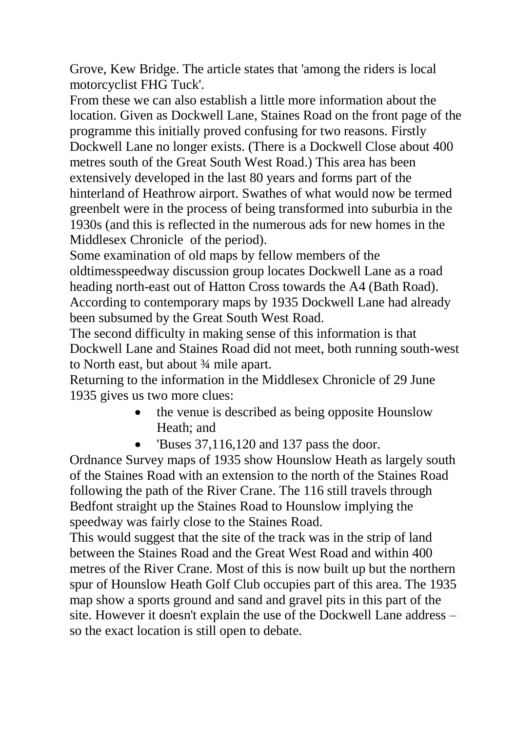Grove, Kew Bridge. The article states that 'among the riders is local motorcyclist FHG Tuck'.

From these we can also establish a little more information about the location. Given as Dockwell Lane, Staines Road on the front page of the programme this initially proved confusing for two reasons. Firstly Dockwell Lane no longer exists. (There is a Dockwell Close about 400 metres south of the Great South West Road.) This area has been extensively developed in the last 80 years and forms part of the hinterland of Heathrow airport. Swathes of what would now be termed greenbelt were in the process of being transformed into suburbia in the 1930s (and this is reflected in the numerous ads for new homes in the Middlesex Chronicle of the period).

Some examination of old maps by fellow members of the oldtimesspeedway discussion group locates Dockwell Lane as a road heading north-east out of Hatton Cross towards the A4 (Bath Road). According to contemporary maps by 1935 Dockwell Lane had already been subsumed by the Great South West Road.

The second difficulty in making sense of this information is that Dockwell Lane and Staines Road did not meet, both running south-west to North east, but about ¾ mile apart.

Returning to the information in the Middlesex Chronicle of 29 June 1935 gives us two more clues:

- the venue is described as being opposite Hounslow Heath; and
- 'Buses 37,116,120 and 137 pass the door.

Ordnance Survey maps of 1935 show Hounslow Heath as largely south of the Staines Road with an extension to the north of the Staines Road following the path of the River Crane. The 116 still travels through Bedfont straight up the Staines Road to Hounslow implying the speedway was fairly close to the Staines Road.

This would suggest that the site of the track was in the strip of land between the Staines Road and the Great West Road and within 400 metres of the River Crane. Most of this is now built up but the northern spur of Hounslow Heath Golf Club occupies part of this area. The 1935 map show a sports ground and sand and gravel pits in this part of the site. However it doesn't explain the use of the Dockwell Lane address – so the exact location is still open to debate.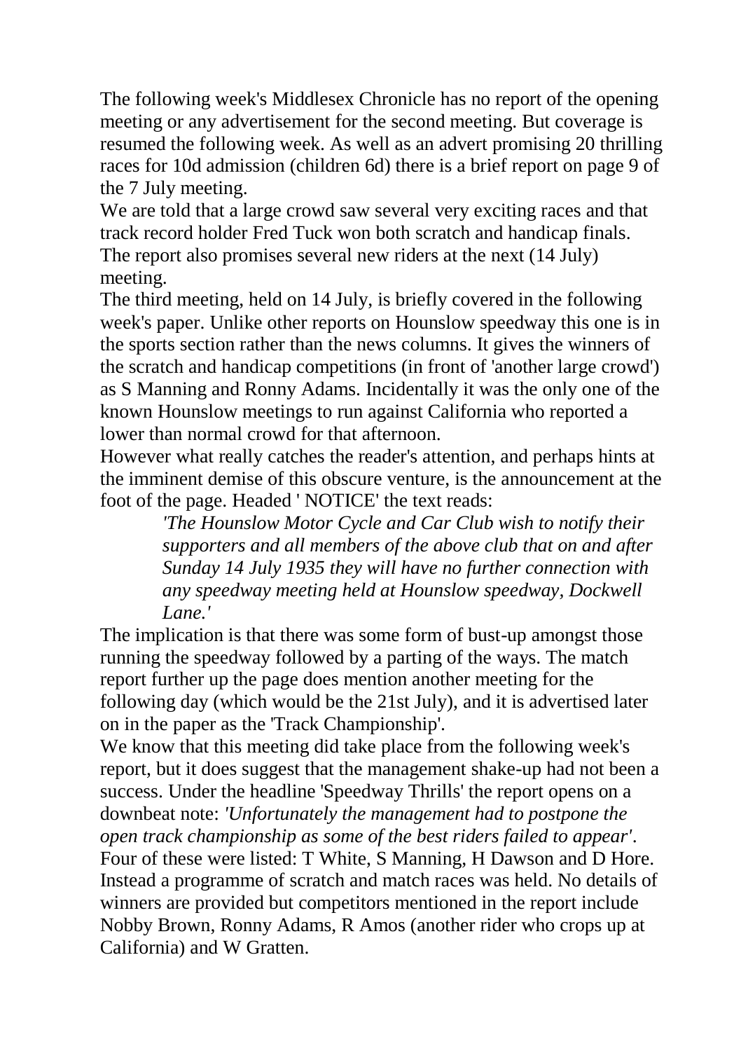The following week's Middlesex Chronicle has no report of the opening meeting or any advertisement for the second meeting. But coverage is resumed the following week. As well as an advert promising 20 thrilling races for 10d admission (children 6d) there is a brief report on page 9 of the 7 July meeting.

We are told that a large crowd saw several very exciting races and that track record holder Fred Tuck won both scratch and handicap finals. The report also promises several new riders at the next (14 July) meeting.

The third meeting, held on 14 July, is briefly covered in the following week's paper. Unlike other reports on Hounslow speedway this one is in the sports section rather than the news columns. It gives the winners of the scratch and handicap competitions (in front of 'another large crowd') as S Manning and Ronny Adams. Incidentally it was the only one of the known Hounslow meetings to run against California who reported a lower than normal crowd for that afternoon.

However what really catches the reader's attention, and perhaps hints at the imminent demise of this obscure venture, is the announcement at the foot of the page. Headed ' NOTICE' the text reads:

> *'The Hounslow Motor Cycle and Car Club wish to notify their supporters and all members of the above club that on and after Sunday 14 July 1935 they will have no further connection with any speedway meeting held at Hounslow speedway, Dockwell Lane.'*

The implication is that there was some form of bust-up amongst those running the speedway followed by a parting of the ways. The match report further up the page does mention another meeting for the following day (which would be the 21st July), and it is advertised later on in the paper as the ''Track Championship'.

We know that this meeting did take place from the following week's report, but it does suggest that the management shake-up had not been a success. Under the headline 'Speedway Thrills' the report opens on a downbeat note: *'Unfortunately the management had to postpone the open track championship as some of the best riders failed to appear'*. Four of these were listed: T White, S Manning, H Dawson and D Hore. Instead a programme of scratch and match races was held. No details of winners are provided but competitors mentioned in the report include Nobby Brown, Ronny Adams, R Amos (another rider who crops up at California) and W Gratten.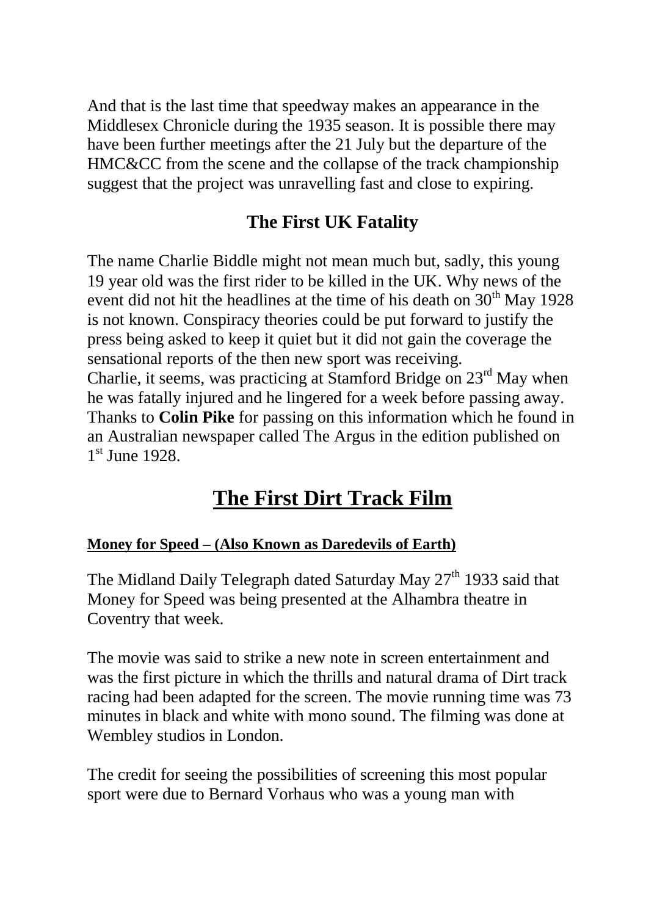And that is the last time that speedway makes an appearance in the Middlesex Chronicle during the 1935 season. It is possible there may have been further meetings after the 21 July but the departure of the HMC&CC from the scene and the collapse of the track championship suggest that the project was unravelling fast and close to expiring.

## The First UK Fatality

The name Charlie Biddle might not mean much but, sadly, this young 19 year old was the first rider to be killed in the UK. Why news of the event did not hit the headlines at the time of his death on 30th May 1928 is not known. Conspiracy theories could be put forward to justify the press being asked to keep it quiet but it did not gain the coverage the sensational reports of the then new sport was receiving.
Charlie, it seems, was practicing at Stamford Bridge on 23rd May when he was fatally injured and he lingered for a week before passing away. Thanks to **Colin Pike** for passing on this information which he found in an Australian newspaper called The Argus in the edition published on 1st June 1928.

# The First Dirt Track Film

### Money for Speed – (Also Known as Daredevils of Earth)

The Midland Daily Telegraph dated Saturday May 27th 1933 said that Money for Speed was being presented at the Alhambra theatre in Coventry that week.

The movie was said to strike a new note in screen entertainment and was the first picture in which the thrills and natural drama of Dirt track racing had been adapted for the screen. The movie running time was 73 minutes in black and white with mono sound. The filming was done at Wembley studios in London.

The credit for seeing the possibilities of screening this most popular sport were due to Bernard Vorhaus who was a young man with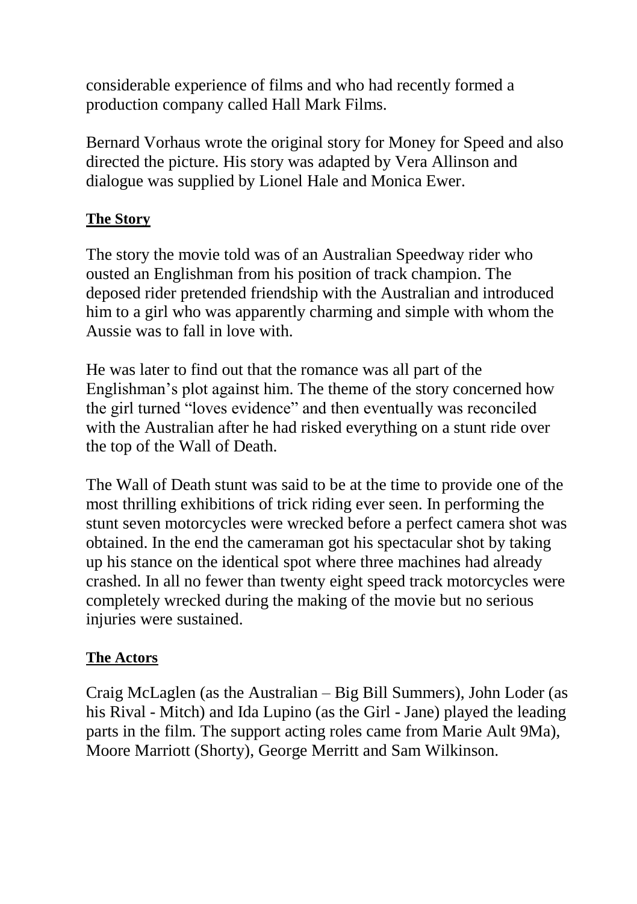considerable experience of films and who had recently formed a production company called Hall Mark Films.

Bernard Vorhaus wrote the original story for Money for Speed and also directed the picture. His story was adapted by Vera Allinson and dialogue was supplied by Lionel Hale and Monica Ewer.

## The Story

The story the movie told was of an Australian Speedway rider who ousted an Englishman from his position of track champion. The deposed rider pretended friendship with the Australian and introduced him to a girl who was apparently charming and simple with whom the Aussie was to fall in love with.

He was later to find out that the romance was all part of the Englishman's plot against him. The theme of the story concerned how the girl turned "loves evidence" and then eventually was reconciled with the Australian after he had risked everything on a stunt ride over the top of the Wall of Death.

The Wall of Death stunt was said to be at the time to provide one of the most thrilling exhibitions of trick riding ever seen. In performing the stunt seven motorcycles were wrecked before a perfect camera shot was obtained. In the end the cameraman got his spectacular shot by taking up his stance on the identical spot where three machines had already crashed. In all no fewer than twenty eight speed track motorcycles were completely wrecked during the making of the movie but no serious injuries were sustained.

## The Actors

Craig McLaglen (as the Australian – Big Bill Summers), John Loder (as his Rival - Mitch) and Ida Lupino (as the Girl - Jane) played the leading parts in the film. The support acting roles came from Marie Ault 9Ma), Moore Marriott (Shorty), George Merritt and Sam Wilkinson.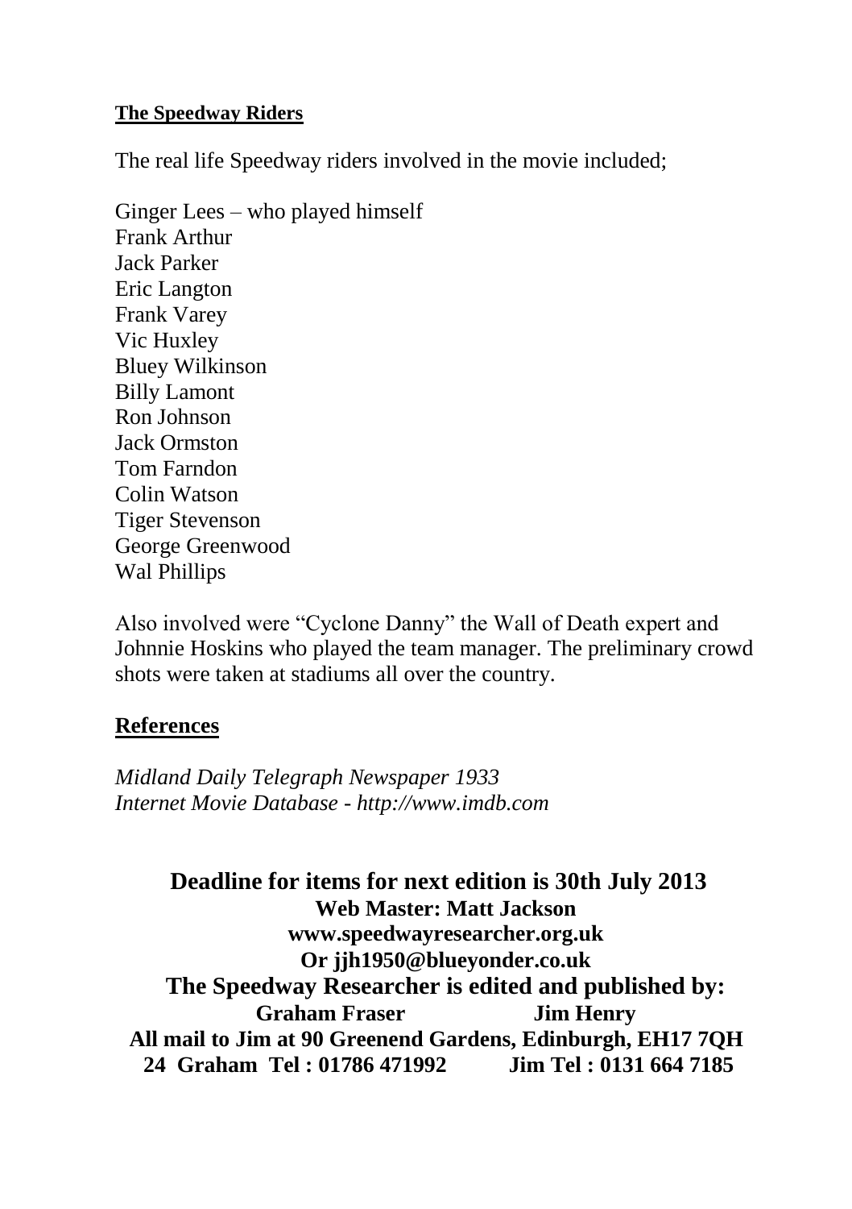**The Speedway Riders**

The real life Speedway riders involved in the movie included;

Ginger Lees – who played himself
Frank Arthur
Jack Parker
Eric Langton
Frank Varey
Vic Huxley
Bluey Wilkinson
Billy Lamont
Ron Johnson
Jack Ormston
Tom Farndon
Colin Watson
Tiger Stevenson
George Greenwood
Wal Phillips

Also involved were "Cyclone Danny" the Wall of Death expert and Johnnie Hoskins who played the team manager. The preliminary crowd shots were taken at stadiums all over the country.

## References

*Midland Daily Telegraph Newspaper 1933*
*Internet Movie Database - http://www.imdb.com*

**Deadline for items for next edition is 30th July 2013**
**Web Master: Matt Jackson**
**www.speedwayresearcher.org.uk**
**Or jjh1950@blueyonder.co.uk**
**The Speedway Researcher is edited and published by:**
**Graham Fraser Jim Henry**
**All mail to Jim at 90 Greenend Gardens, Edinburgh, EH17 7QH**
**Graham Tel : 01786 471992 Jim Tel : 0131 664 7185**